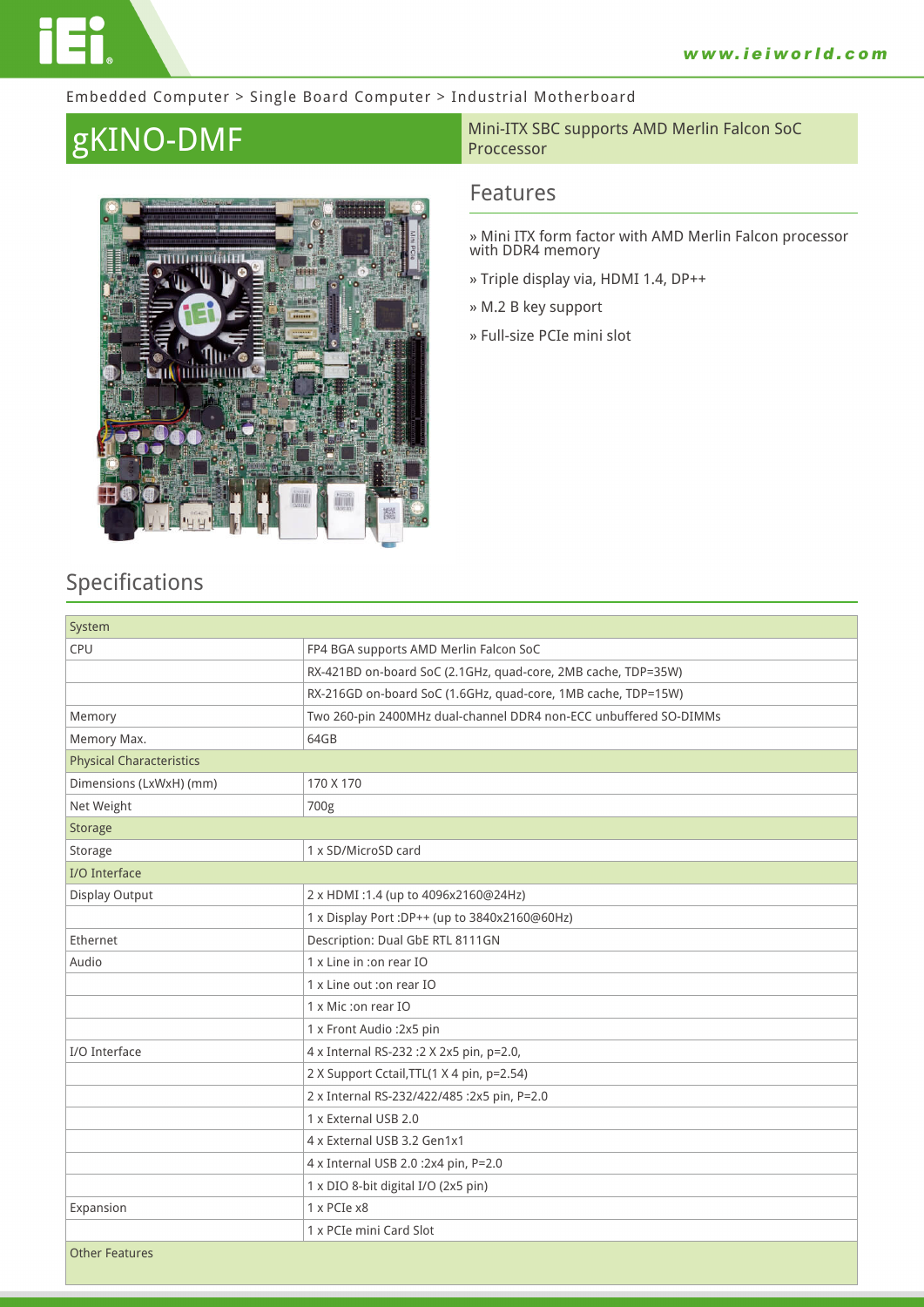Embedded Computer > Single Board Computer > Industrial Motherboard

# gKINO-DMF

Mini-ITX SBC supports AMD Merlin Falcon SoC Proccessor

## Features

» Mini ITX form factor with AMD Merlin Falcon processor with DDR4 memory

» Triple display via, HDMI 1.4, DP++

» M.2 B key support

» Full-size PCIe mini slot

## Specifications

| System | |
|---|---|
| CPU | FP4 BGA supports AMD Merlin Falcon SoC |
| | RX-421BD on-board SoC (2.1GHz, quad-core, 2MB cache, TDP=35W) |
| | RX-216GD on-board SoC (1.6GHz, quad-core, 1MB cache, TDP=15W) |
| Memory | Two 260-pin 2400MHz dual-channel DDR4 non-ECC unbuffered SO-DIMMs |
| Memory Max. | 64GB |
| Physical Characteristics | |
| Dimensions (LxWxH) (mm) | 170 X 170 |
| Net Weight | 700g |
| Storage | |
| Storage | 1 x SD/MicroSD card |
| I/O Interface | |
| Display Output | 2 x HDMI :1.4 (up to 4096x2160@24Hz) |
| | 1 x Display Port :DP++ (up to 3840x2160@60Hz) |
| Ethernet | Description: Dual GbE RTL 8111GN |
| Audio | 1 x Line in :on rear IO |
| | 1 x Line out :on rear IO |
| | 1 x Mic :on rear IO |
| | 1 x Front Audio :2x5 pin |
| I/O Interface | 4 x Internal RS-232 :2 X 2x5 pin, p=2.0, |
| | 2 X Support Cctail,TTL(1 X 4 pin, p=2.54) |
| | 2 x Internal RS-232/422/485 :2x5 pin, P=2.0 |
| | 1 x External USB 2.0 |
| | 4 x External USB 3.2 Gen1x1 |
| | 4 x Internal USB 2.0 :2x4 pin, P=2.0 |
| | 1 x DIO 8-bit digital I/O (2x5 pin) |
| Expansion | 1 x PCIe x8 |
| | 1 x PCIe mini Card Slot |
| Other Features | |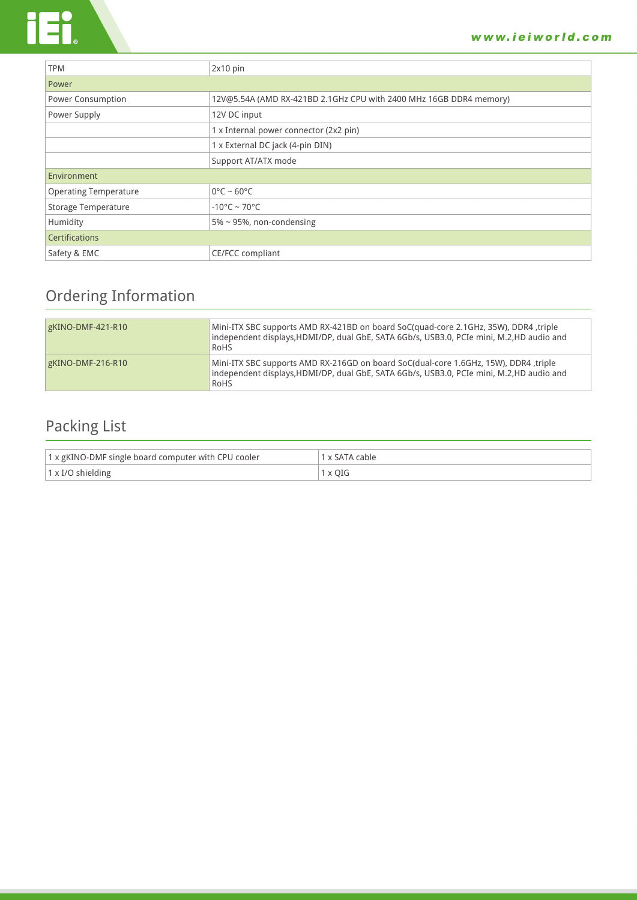| | |
|---|---|
| TPM | 2x10 pin |
| Power | |
| Power Consumption | 12V@5.54A (AMD RX-421BD 2.1GHz CPU with 2400 MHz 16GB DDR4 memory) |
| Power Supply | 12V DC input |
| | 1 x Internal power connector (2x2 pin) |
| | 1 x External DC jack (4-pin DIN) |
| | Support AT/ATX mode |
| Environment | |
| Operating Temperature | 0°C ~ 60°C |
| Storage Temperature | -10°C ~ 70°C |
| Humidity | 5% ~ 95%, non-condensing |
| Certifications | |
| Safety & EMC | CE/FCC compliant |

## Ordering Information

| | |
|---|---|
| gKINO-DMF-421-R10 | Mini-ITX SBC supports AMD RX-421BD on board SoC(quad-core 2.1GHz, 35W), DDR4 ,triple independent displays,HDMI/DP, dual GbE, SATA 6Gb/s, USB3.0, PCIe mini, M.2,HD audio and RoHS |
| gKINO-DMF-216-R10 | Mini-ITX SBC supports AMD RX-216GD on board SoC(dual-core 1.6GHz, 15W), DDR4 ,triple independent displays,HDMI/DP, dual GbE, SATA 6Gb/s, USB3.0, PCIe mini, M.2,HD audio and RoHS |

## Packing List

| | |
|---|---|
| 1 x gKINO-DMF single board computer with CPU cooler | 1 x SATA cable |
| 1 x I/O shielding | 1 x QIG |